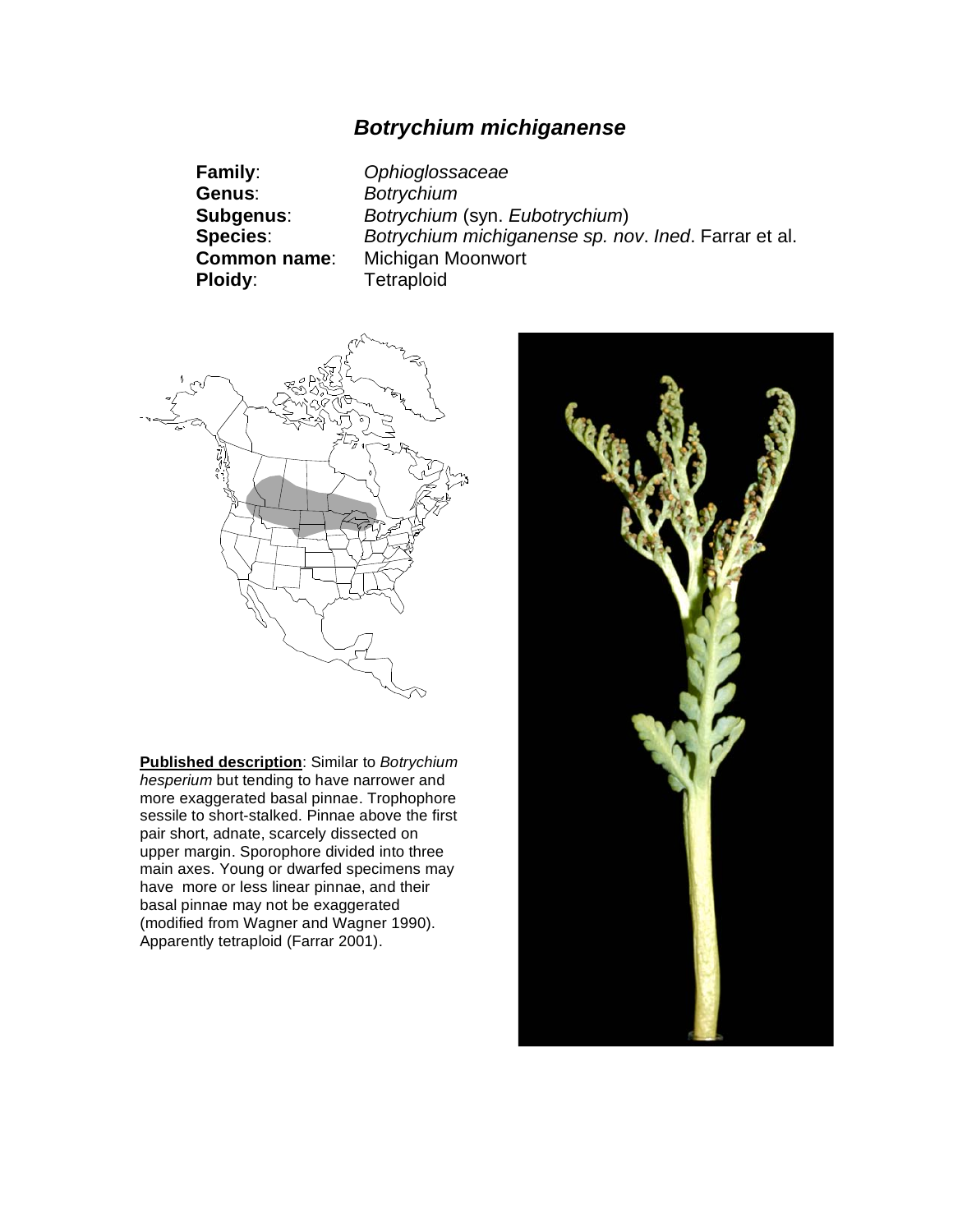# *Botrychium michiganense*

**Family**: *Ophioglossaceae*
**Genus**: *Botrychium*
**Subgenus**: *Botrychium* (syn. *Eubotrychium*)
**Species**: *Botrychium michiganense sp. nov. Ined*. Farrar et al.
**Common name**: Michigan Moonwort
**Ploidy**: Tetraploid

**Published description**: Similar to *Botrychium hesperium* but tending to have narrower and more exaggerated basal pinnae. Trophophore sessile to short-stalked. Pinnae above the first pair short, adnate, scarcely dissected on upper margin. Sporophore divided into three main axes. Young or dwarfed specimens may have more or less linear pinnae, and their basal pinnae may not be exaggerated (modified from Wagner and Wagner 1990). Apparently tetraploid (Farrar 2001).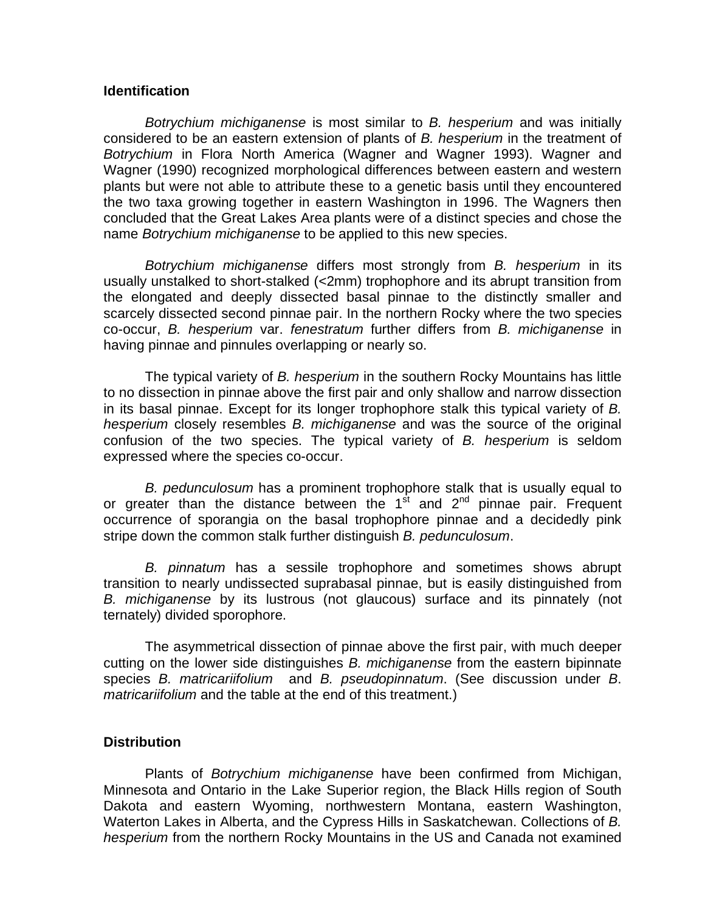**Identification**

*Botrychium michiganense* is most similar to *B. hesperium* and was initially considered to be an eastern extension of plants of *B. hesperium* in the treatment of *Botrychium* in Flora North America (Wagner and Wagner 1993). Wagner and Wagner (1990) recognized morphological differences between eastern and western plants but were not able to attribute these to a genetic basis until they encountered the two taxa growing together in eastern Washington in 1996. The Wagners then concluded that the Great Lakes Area plants were of a distinct species and chose the name *Botrychium michiganense* to be applied to this new species.

*Botrychium michiganense* differs most strongly from *B. hesperium* in its usually unstalked to short-stalked (<2mm) trophophore and its abrupt transition from the elongated and deeply dissected basal pinnae to the distinctly smaller and scarcely dissected second pinnae pair. In the northern Rocky where the two species co-occur, *B. hesperium* var. *fenestratum* further differs from *B. michiganense* in having pinnae and pinnules overlapping or nearly so.

The typical variety of *B. hesperium* in the southern Rocky Mountains has little to no dissection in pinnae above the first pair and only shallow and narrow dissection in its basal pinnae. Except for its longer trophophore stalk this typical variety of *B. hesperium* closely resembles *B. michiganense* and was the source of the original confusion of the two species. The typical variety of *B. hesperium* is seldom expressed where the species co-occur.

*B. pedunculosum* has a prominent trophophore stalk that is usually equal to or greater than the distance between the 1st and 2nd pinnae pair. Frequent occurrence of sporangia on the basal trophophore pinnae and a decidedly pink stripe down the common stalk further distinguish *B. pedunculosum*.

*B. pinnatum* has a sessile trophophore and sometimes shows abrupt transition to nearly undissected suprabasal pinnae, but is easily distinguished from *B. michiganense* by its lustrous (not glaucous) surface and its pinnately (not ternately) divided sporophore.

The asymmetrical dissection of pinnae above the first pair, with much deeper cutting on the lower side distinguishes *B. michiganense* from the eastern bipinnate species *B. matricariifolium* and *B. pseudopinnatum*. (See discussion under *B. matricariifolium* and the table at the end of this treatment.)

**Distribution**

Plants of *Botrychium michiganense* have been confirmed from Michigan, Minnesota and Ontario in the Lake Superior region, the Black Hills region of South Dakota and eastern Wyoming, northwestern Montana, eastern Washington, Waterton Lakes in Alberta, and the Cypress Hills in Saskatchewan. Collections of *B. hesperium* from the northern Rocky Mountains in the US and Canada not examined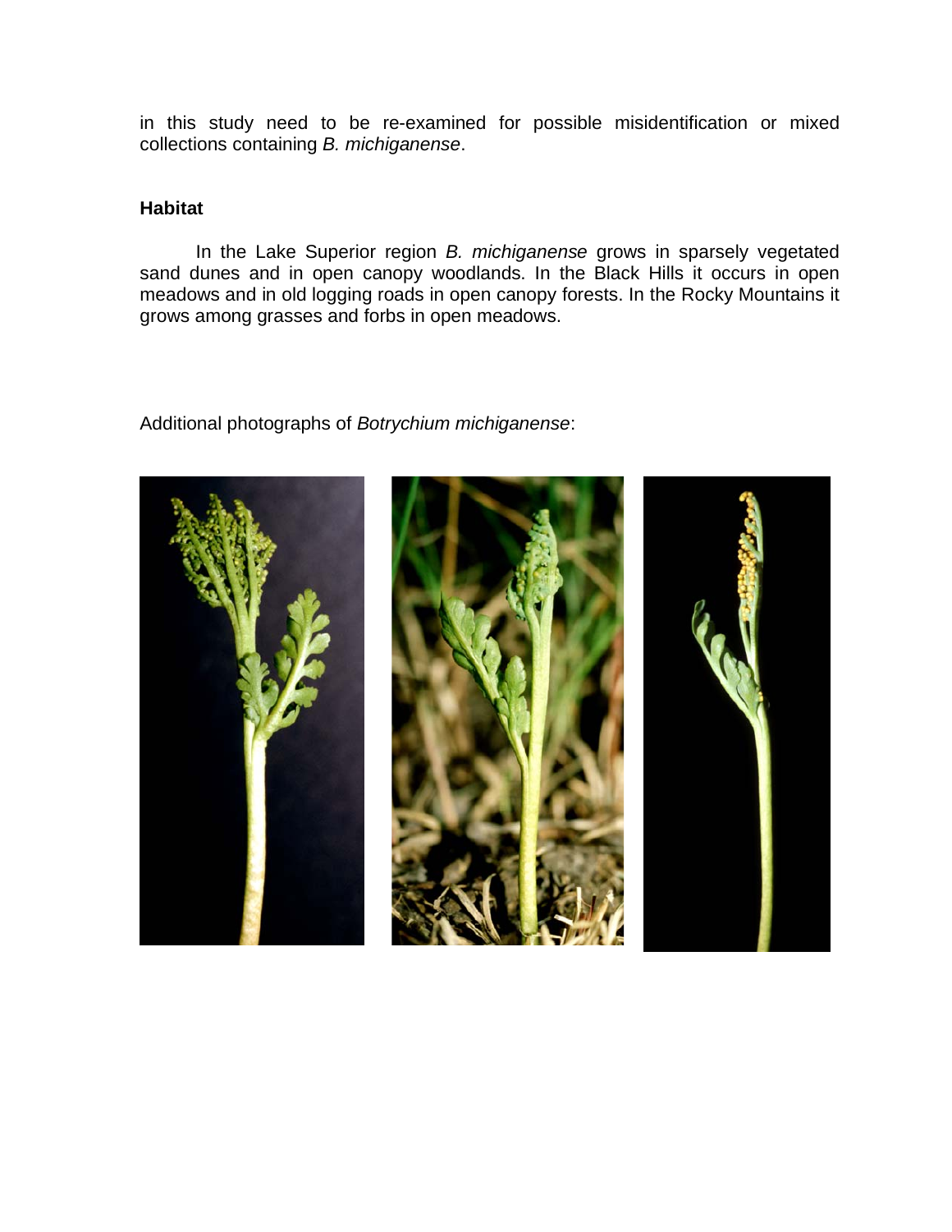in this study need to be re-examined for possible misidentification or mixed collections containing *B. michiganense*.

**Habitat**

In the Lake Superior region *B. michiganense* grows in sparsely vegetated sand dunes and in open canopy woodlands. In the Black Hills it occurs in open meadows and in old logging roads in open canopy forests. In the Rocky Mountains it grows among grasses and forbs in open meadows.

Additional photographs of *Botrychium michiganense*: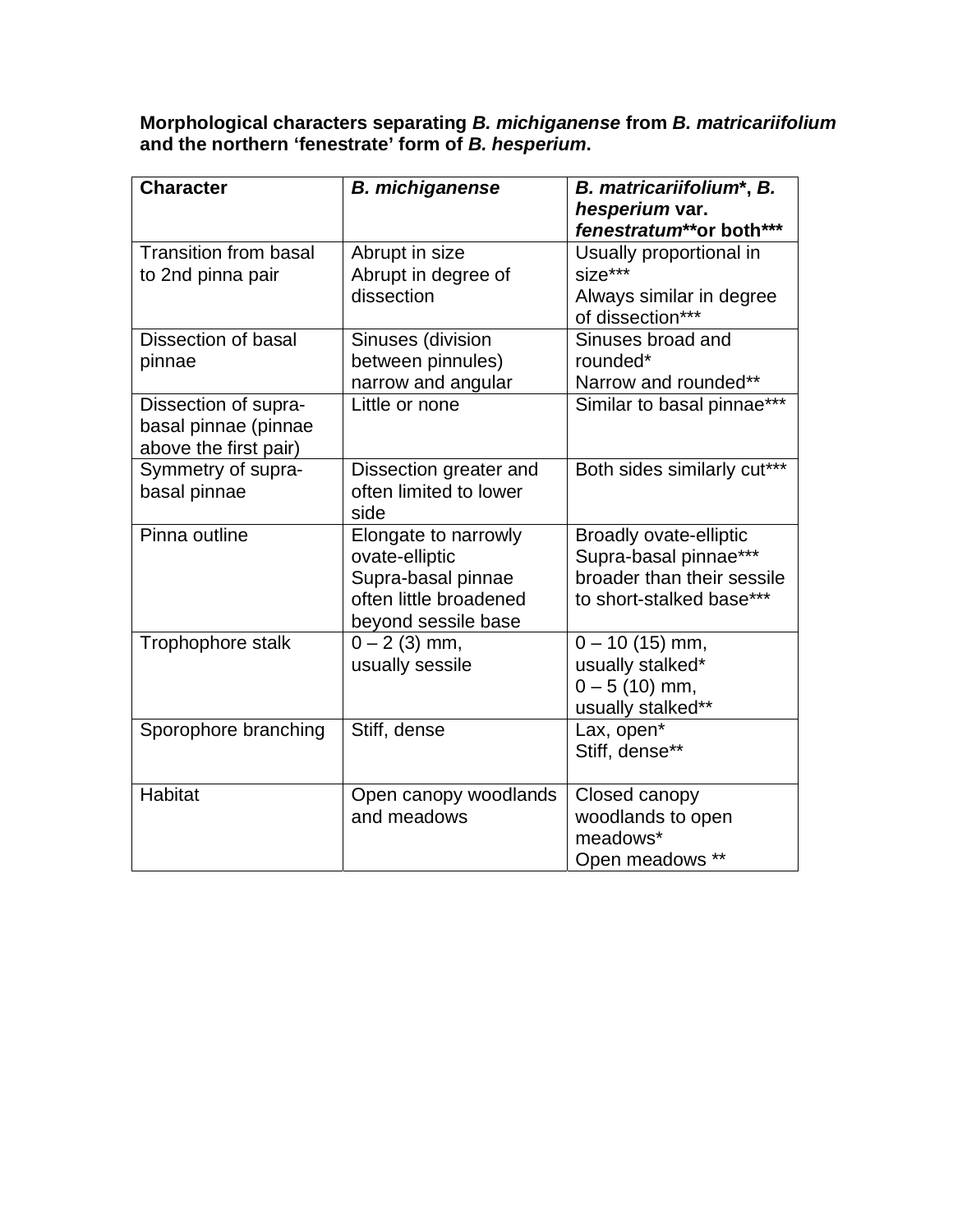**Morphological characters separating *B. michiganense* from *B. matricariifolium* and the northern 'fenestrate' form of *B. hesperium*.**

| Character | *B. michiganense* | *B. matricariifolium*\*, *B. hesperium* var. *fenestratum*\*\*or both\*\*\* |
|---|---|---|
| Transition from basal to 2nd pinna pair | Abrupt in size<br>Abrupt in degree of dissection | Usually proportional in size\*\*\*<br>Always similar in degree of dissection\*\*\* |
| Dissection of basal pinnae | Sinuses (division between pinnules) narrow and angular | Sinuses broad and rounded\*<br>Narrow and rounded\*\* |
| Dissection of supra-basal pinnae (pinnae above the first pair) | Little or none | Similar to basal pinnae\*\*\* |
| Symmetry of supra-basal pinnae | Dissection greater and often limited to lower side | Both sides similarly cut\*\*\* |
| Pinna outline | Elongate to narrowly ovate-elliptic<br>Supra-basal pinnae often little broadened beyond sessile base | Broadly ovate-elliptic<br>Supra-basal pinnae\*\*\* broader than their sessile to short-stalked base\*\*\* |
| Trophophore stalk | 0 – 2 (3) mm, usually sessile | 0 – 10 (15) mm, usually stalked\*<br>0 – 5 (10) mm, usually stalked\*\* |
| Sporophore branching | Stiff, dense | Lax, open\*<br>Stiff, dense\*\* |
| Habitat | Open canopy woodlands and meadows | Closed canopy woodlands to open meadows\*<br>Open meadows \*\* |